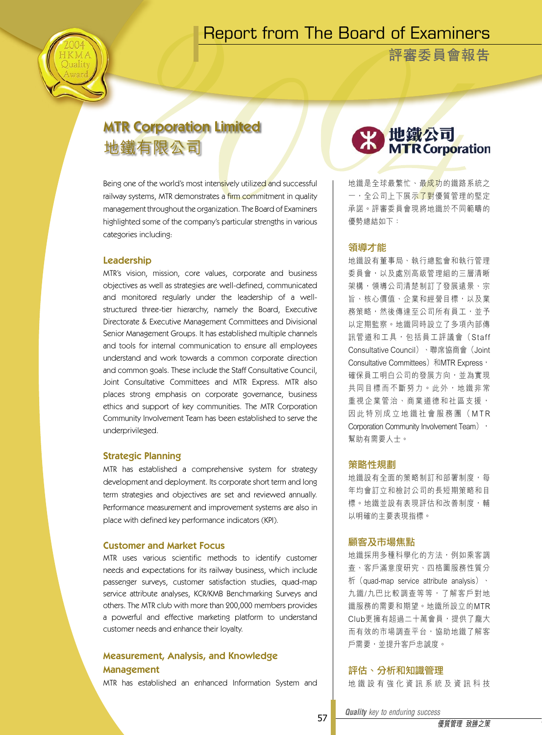# Report from The Board of Examiners

# 評審委員會報告

## MTR Corporation Limited

## 地鐵有限公司

地鐵公司
MTR Corporation

Being one of the world's most intensively utilized and successful railway systems, MTR demonstrates a firm commitment in quality management throughout the organization. The Board of Examiners highlighted some of the company's particular strengths in various categories including:

### Leadership

MTR's vision, mission, core values, corporate and business objectives as well as strategies are well-defined, communicated and monitored regularly under the leadership of a well-structured three-tier hierarchy, namely the Board, Executive Directorate & Executive Management Committees and Divisional Senior Management Groups. It has established multiple channels and tools for internal communication to ensure all employees understand and work towards a common corporate direction and common goals. These include the Staff Consultative Council, Joint Consultative Committees and MTR Express. MTR also places strong emphasis on corporate governance, business ethics and support of key communities. The MTR Corporation Community Involvement Team has been established to serve the underprivileged.

### Strategic Planning

MTR has established a comprehensive system for strategy development and deployment. Its corporate short term and long term strategies and objectives are set and reviewed annually. Performance measurement and improvement systems are also in place with defined key performance indicators (KPI).

### Customer and Market Focus

MTR uses various scientific methods to identify customer needs and expectations for its railway business, which include passenger surveys, customer satisfaction studies, quad-map service attribute analyses, KCR/KMB Benchmarking Surveys and others. The MTR club with more than 200,000 members provides a powerful and effective marketing platform to understand customer needs and enhance their loyalty.

### Measurement, Analysis, and Knowledge Management

MTR has established an enhanced Information System and

地鐵是全球最繁忙、最成功的鐵路系統之一，全公司上下展示了對優質管理的堅定承諾。評審委員會現將地鐵於不同範疇的優勢總結如下：

### 領導才能

地鐵設有董事局、執行總監會和執行管理委員會，以及處別高級管理組的三層清晰架構，領導公司清楚制訂了發展遠景、宗旨、核心價值、企業和經營目標，以及業務策略，然後傳達至公司所有員工，並予以定期監察。地鐵同時設立了多項內部傳訊管道和工具，包括員工評議會（Staff Consultative Council）、聯席協商會（Joint Consultative Committees）和MTR Express，確保員工明白公司的發展方向，並為實現共同目標而不斷努力。此外，地鐵非常重視企業管治、商業道德和社區支援，因此特別成立地鐵社會服務團（MTR Corporation Community Involvement Team），幫助有需要人士。

### 策略性規劃

地鐵設有全面的策略制訂和部署制度，每年均會訂立和檢討公司的長短期策略和目標。地鐵並設有表現評估和改善制度，輔以明確的主要表現指標。

### 顧客及市場焦點

地鐵採用多種科學化的方法，例如乘客調查、客戶滿意度研究、四格圖服務性質分析（quad-map service attribute analysis）、九鐵/九巴比較調查等等，了解客戶對地鐵服務的需要和期望。地鐵所設立的MTR Club更擁有超過二十萬會員，提供了龐大而有效的市場調查平台，協助地鐵了解客戶需要，並提升客戶忠誠度。

### 評估、分析和知識管理

地鐵設有強化資訊系統及資訊科技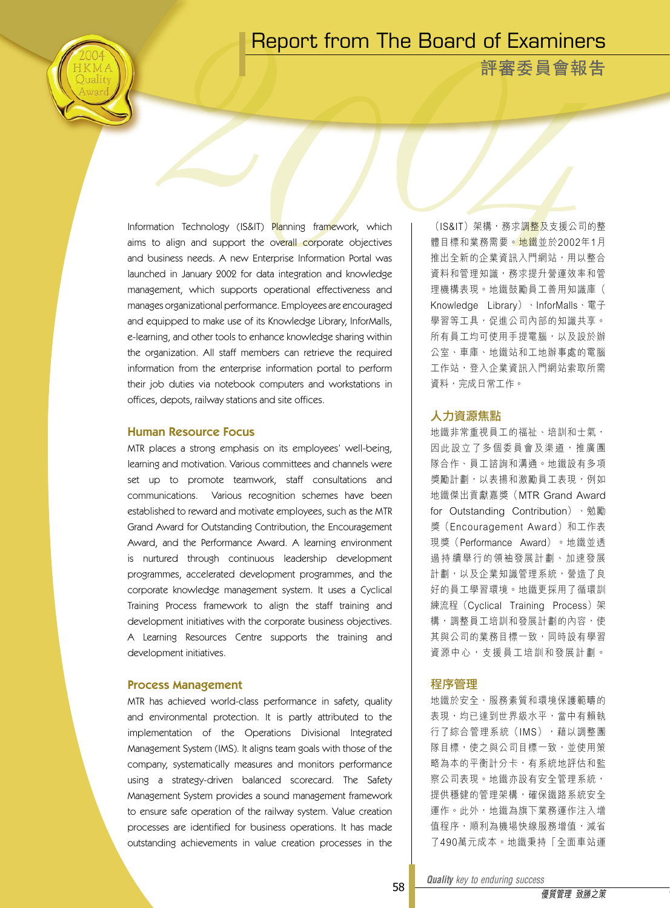Information Technology (IS&IT) Planning framework, which aims to align and support the overall corporate objectives and business needs. A new Enterprise Information Portal was launched in January 2002 for data integration and knowledge management, which supports operational effectiveness and manages organizational performance. Employees are encouraged and equipped to make use of its Knowledge Library, InforMalls, e-learning, and other tools to enhance knowledge sharing within the organization. All staff members can retrieve the required information from the enterprise information portal to perform their job duties via notebook computers and workstations in offices, depots, railway stations and site offices.

### Human Resource Focus

MTR places a strong emphasis on its employees' well-being, learning and motivation. Various committees and channels were set up to promote teamwork, staff consultations and communications. Various recognition schemes have been established to reward and motivate employees, such as the MTR Grand Award for Outstanding Contribution, the Encouragement Award, and the Performance Award. A learning environment is nurtured through continuous leadership development programmes, accelerated development programmes, and the corporate knowledge management system. It uses a Cyclical Training Process framework to align the staff training and development initiatives with the corporate business objectives. A Learning Resources Centre supports the training and development initiatives.

### Process Management

MTR has achieved world-class performance in safety, quality and environmental protection. It is partly attributed to the implementation of the Operations Divisional Integrated Management System (IMS). It aligns team goals with those of the company, systematically measures and monitors performance using a strategy-driven balanced scorecard. The Safety Management System provides a sound management framework to ensure safe operation of the railway system. Value creation processes are identified for business operations. It has made outstanding achievements in value creation processes in the

（IS&IT）架構，務求調整及支援公司的整體目標和業務需要。地鐵並於2002年1月推出全新的企業資訊入門網站，用以整合資料和管理知識，務求提升營運效率和管理機構表現。地鐵鼓勵員工善用知識庫（Knowledge Library）、InforMalls、電子學習等工具，促進公司內部的知識共享。所有員工均可使用手提電腦，以及設於辦公室、車庫、地鐵站和工地辦事處的電腦工作站，登入企業資訊入門網站索取所需資料，完成日常工作。

### 人力資源焦點

地鐵非常重視員工的福祉、培訓和士氣，因此設立了多個委員會及渠道，推廣團隊合作、員工諮詢和溝通。地鐵設有多項獎勵計劃，以表揚和激勵員工表現，例如地鐵傑出貢獻嘉獎（MTR Grand Award for Outstanding Contribution）、勉勵獎（Encouragement Award）和工作表現獎（Performance Award）。地鐵並透過持續舉行的領袖發展計劃、加速發展計劃，以及企業知識管理系統，營造了良好的員工學習環境。地鐵更採用了循環訓練流程（Cyclical Training Process）架構，調整員工培訓和發展計劃的內容，使其與公司的業務目標一致，同時設有學習資源中心，支援員工培訓和發展計劃。

### 程序管理

地鐵於安全、服務素質和環境保護範疇的表現，均已達到世界級水平，當中有賴執行了綜合管理系統（IMS），藉以調整團隊目標，使之與公司目標一致，並使用策略為本的平衡計分卡，有系統地評估和監察公司表現。地鐵亦設有安全管理系統，提供穩健的管理架構，確保鐵路系統安全運作。此外，地鐵為旗下業務運作注入增值程序，順利為機場快線服務增值，減省了490萬元成本。地鐵秉持「全面車站運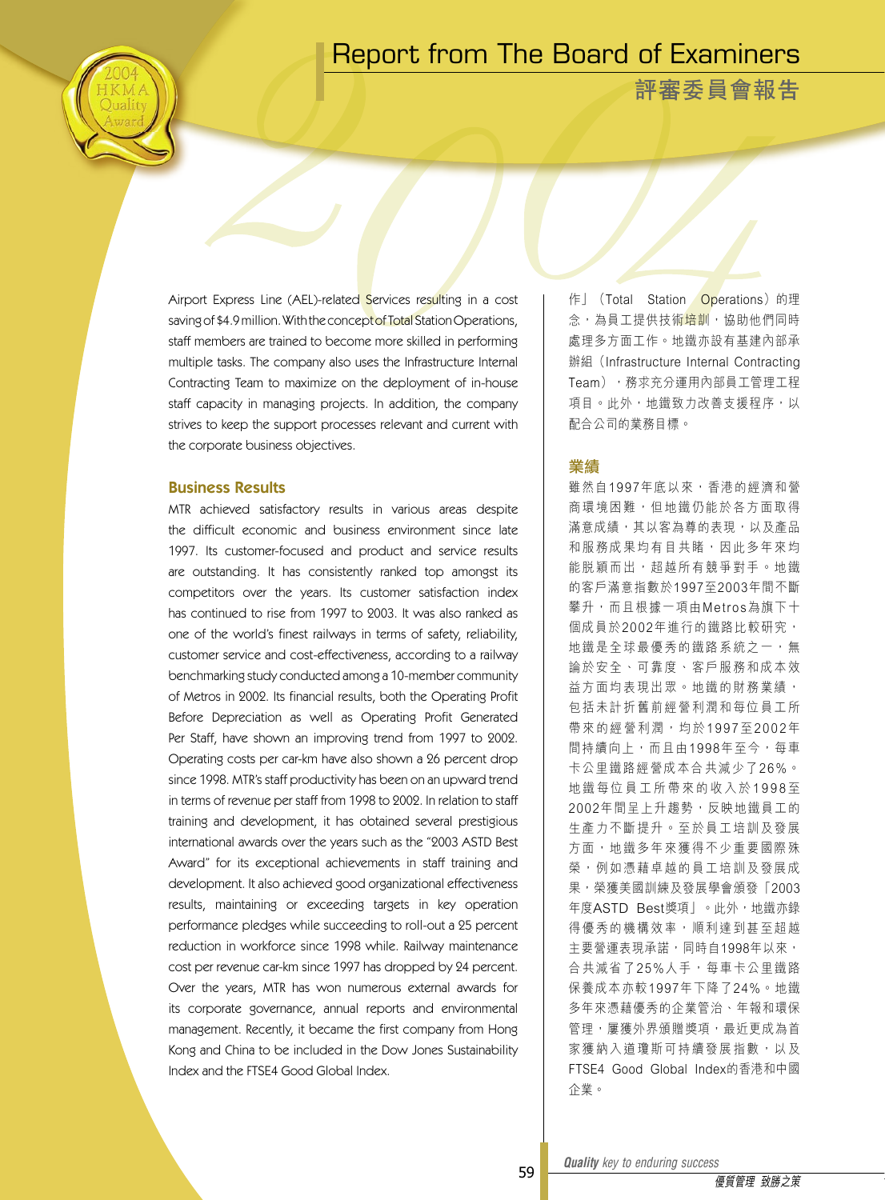Airport Express Line (AEL)-related Services resulting in a cost saving of $4.9 million. With the concept of Total Station Operations, staff members are trained to become more skilled in performing multiple tasks. The company also uses the Infrastructure Internal Contracting Team to maximize on the deployment of in-house staff capacity in managing projects. In addition, the company strives to keep the support processes relevant and current with the corporate business objectives.

### Business Results

MTR achieved satisfactory results in various areas despite the difficult economic and business environment since late 1997. Its customer-focused and product and service results are outstanding. It has consistently ranked top amongst its competitors over the years. Its customer satisfaction index has continued to rise from 1997 to 2003. It was also ranked as one of the world's finest railways in terms of safety, reliability, customer service and cost-effectiveness, according to a railway benchmarking study conducted among a 10-member community of Metros in 2002. Its financial results, both the Operating Profit Before Depreciation as well as Operating Profit Generated Per Staff, have shown an improving trend from 1997 to 2002. Operating costs per car-km have also shown a 26 percent drop since 1998. MTR's staff productivity has been on an upward trend in terms of revenue per staff from 1998 to 2002. In relation to staff training and development, it has obtained several prestigious international awards over the years such as the "2003 ASTD Best Award" for its exceptional achievements in staff training and development. It also achieved good organizational effectiveness results, maintaining or exceeding targets in key operation performance pledges while succeeding to roll-out a 25 percent reduction in workforce since 1998 while. Railway maintenance cost per revenue car-km since 1997 has dropped by 24 percent. Over the years, MTR has won numerous external awards for its corporate governance, annual reports and environmental management. Recently, it became the first company from Hong Kong and China to be included in the Dow Jones Sustainability Index and the FTSE4 Good Global Index.

作」（Total Station Operations）的理念，為員工提供技術培訓，協助他們同時處理多方面工作。地鐵亦設有基建內部承辦組（Infrastructure Internal Contracting Team），務求充分運用內部員工管理工程項目。此外，地鐵致力改善支援程序，以配合公司的業務目標。

### 業績

雖然自1997年底以來，香港的經濟和營商環境困難，但地鐵仍能於各方面取得滿意成績，其以客為尊的表現，以及產品和服務成果均有目共睹，因此多年來均能脫穎而出，超越所有競爭對手。地鐵的客戶滿意指數於1997至2003年間不斷攀升，而且根據一項由Metros為旗下十個成員於2002年進行的鐵路比較研究，地鐵是全球最優秀的鐵路系統之一，無論於安全、可靠度、客戶服務和成本效益方面均表現出眾。地鐵的財務業績，包括未計折舊前經營利潤和每位員工所帶來的經營利潤，均於1997至2002年間持續向上，而且由1998年至今，每車卡公里鐵路經營成本合共減少了26%。地鐵每位員工所帶來的收入於1998至2002年間呈上升趨勢，反映地鐵員工的生產力不斷提升。至於員工培訓及發展方面，地鐵多年來獲得不少重要國際殊榮，例如憑藉卓越的員工培訓及發展成果，榮獲美國訓練及發展學會頒發「2003年度ASTD Best獎項」。此外，地鐵亦錄得優秀的機構效率，順利達到甚至超越主要營運表現承諾，同時自1998年以來，合共減省了25%人手，每車卡公里鐵路保養成本亦較1997年下降了24%。地鐵多年來憑藉優秀的企業管治、年報和環保管理，屢獲外界頒贈獎項，最近更成為首家獲納入道瓊斯可持續發展指數，以及FTSE4 Good Global Index的香港和中國企業。